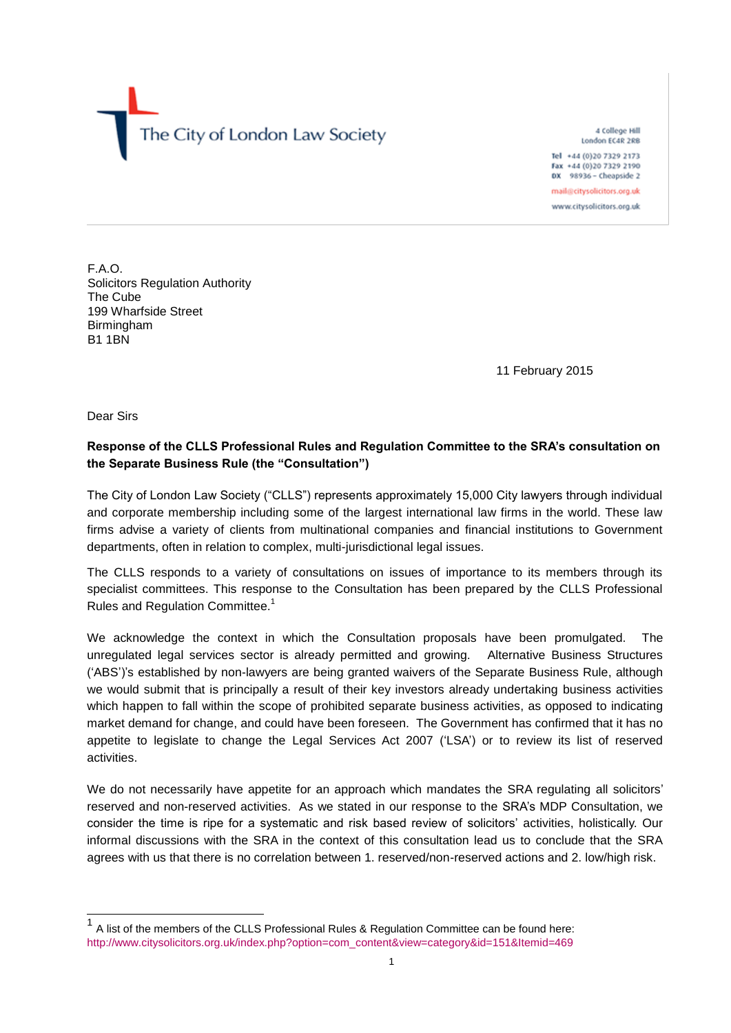The City of London Law Society

4 College Hill
London EC4R 2RB

Tel +44 (0)20 7329 2173
Fax +44 (0)20 7329 2190
DX 98936 – Cheapside 2

mail@citysolicitors.org.uk

www.citysolicitors.org.uk

F.A.O.
Solicitors Regulation Authority
The Cube
199 Wharfside Street
Birmingham
B1 1BN

11 February 2015

Dear Sirs

**Response of the CLLS Professional Rules and Regulation Committee to the SRA's consultation on the Separate Business Rule (the "Consultation")**

The City of London Law Society ("CLLS") represents approximately 15,000 City lawyers through individual and corporate membership including some of the largest international law firms in the world. These law firms advise a variety of clients from multinational companies and financial institutions to Government departments, often in relation to complex, multi-jurisdictional legal issues.

The CLLS responds to a variety of consultations on issues of importance to its members through its specialist committees. This response to the Consultation has been prepared by the CLLS Professional Rules and Regulation Committee.[1]

We acknowledge the context in which the Consultation proposals have been promulgated. The unregulated legal services sector is already permitted and growing. Alternative Business Structures ('ABS')'s established by non-lawyers are being granted waivers of the Separate Business Rule, although we would submit that is principally a result of their key investors already undertaking business activities which happen to fall within the scope of prohibited separate business activities, as opposed to indicating market demand for change, and could have been foreseen. The Government has confirmed that it has no appetite to legislate to change the Legal Services Act 2007 ('LSA') or to review its list of reserved activities.

We do not necessarily have appetite for an approach which mandates the SRA regulating all solicitors' reserved and non-reserved activities. As we stated in our response to the SRA's MDP Consultation, we consider the time is ripe for a systematic and risk based review of solicitors' activities, holistically. Our informal discussions with the SRA in the context of this consultation lead us to conclude that the SRA agrees with us that there is no correlation between 1. reserved/non-reserved actions and 2. low/high risk.

[1] A list of the members of the CLLS Professional Rules & Regulation Committee can be found here: http://www.citysolicitors.org.uk/index.php?option=com_content&view=category&id=151&Itemid=469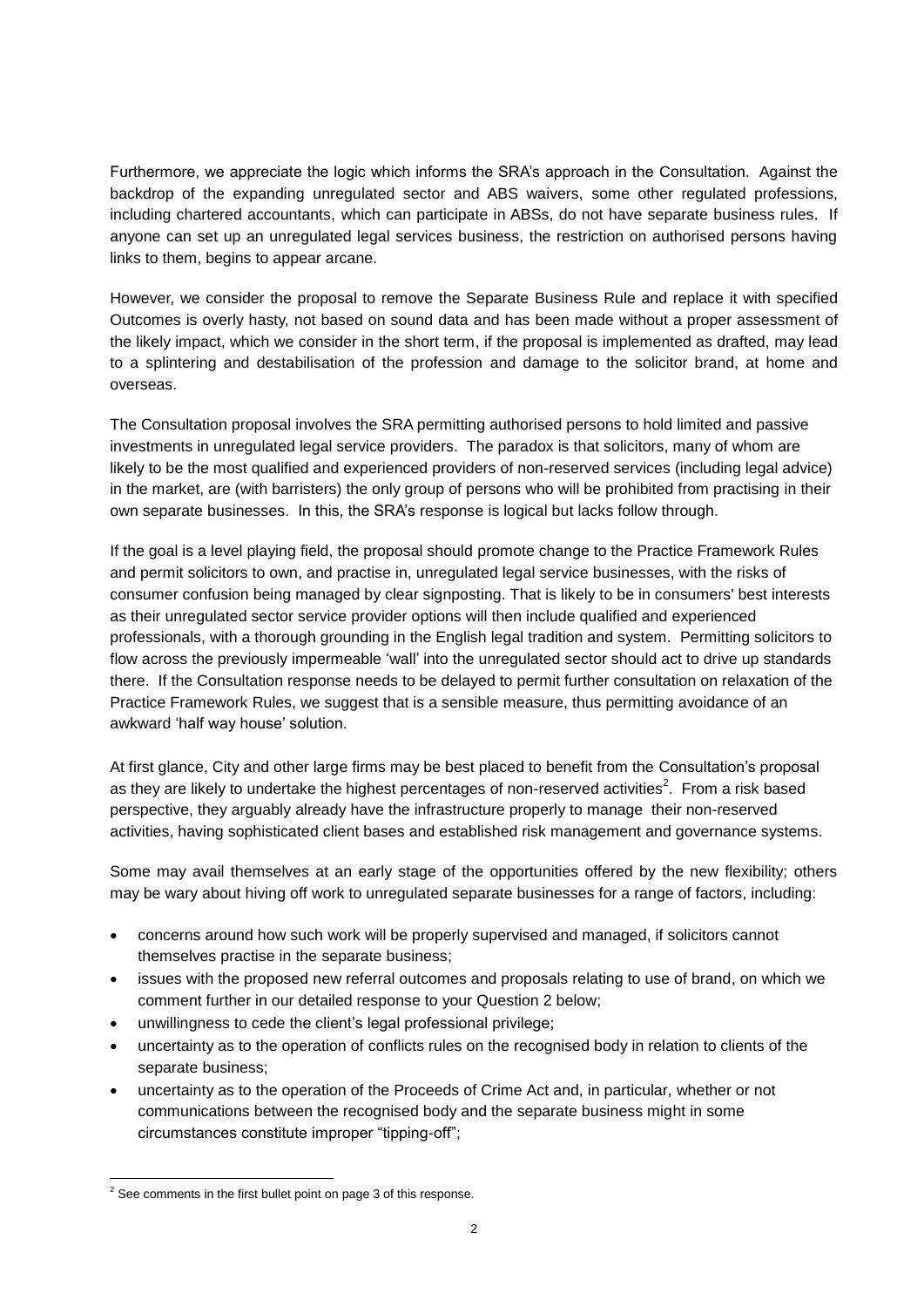Furthermore, we appreciate the logic which informs the SRA's approach in the Consultation. Against the backdrop of the expanding unregulated sector and ABS waivers, some other regulated professions, including chartered accountants, which can participate in ABSs, do not have separate business rules. If anyone can set up an unregulated legal services business, the restriction on authorised persons having links to them, begins to appear arcane.

However, we consider the proposal to remove the Separate Business Rule and replace it with specified Outcomes is overly hasty, not based on sound data and has been made without a proper assessment of the likely impact, which we consider in the short term, if the proposal is implemented as drafted, may lead to a splintering and destabilisation of the profession and damage to the solicitor brand, at home and overseas.

The Consultation proposal involves the SRA permitting authorised persons to hold limited and passive investments in unregulated legal service providers. The paradox is that solicitors, many of whom are likely to be the most qualified and experienced providers of non-reserved services (including legal advice) in the market, are (with barristers) the only group of persons who will be prohibited from practising in their own separate businesses. In this, the SRA's response is logical but lacks follow through.

If the goal is a level playing field, the proposal should promote change to the Practice Framework Rules and permit solicitors to own, and practise in, unregulated legal service businesses, with the risks of consumer confusion being managed by clear signposting. That is likely to be in consumers' best interests as their unregulated sector service provider options will then include qualified and experienced professionals, with a thorough grounding in the English legal tradition and system. Permitting solicitors to flow across the previously impermeable 'wall' into the unregulated sector should act to drive up standards there. If the Consultation response needs to be delayed to permit further consultation on relaxation of the Practice Framework Rules, we suggest that is a sensible measure, thus permitting avoidance of an awkward 'half way house' solution.

At first glance, City and other large firms may be best placed to benefit from the Consultation's proposal as they are likely to undertake the highest percentages of non-reserved activities[2]. From a risk based perspective, they arguably already have the infrastructure properly to manage their non-reserved activities, having sophisticated client bases and established risk management and governance systems.

Some may avail themselves at an early stage of the opportunities offered by the new flexibility; others may be wary about hiving off work to unregulated separate businesses for a range of factors, including:

- concerns around how such work will be properly supervised and managed, if solicitors cannot themselves practise in the separate business;
- issues with the proposed new referral outcomes and proposals relating to use of brand, on which we comment further in our detailed response to your Question 2 below;
- unwillingness to cede the client's legal professional privilege;
- uncertainty as to the operation of conflicts rules on the recognised body in relation to clients of the separate business;
- uncertainty as to the operation of the Proceeds of Crime Act and, in particular, whether or not communications between the recognised body and the separate business might in some circumstances constitute improper "tipping-off";

[2] See comments in the first bullet point on page 3 of this response.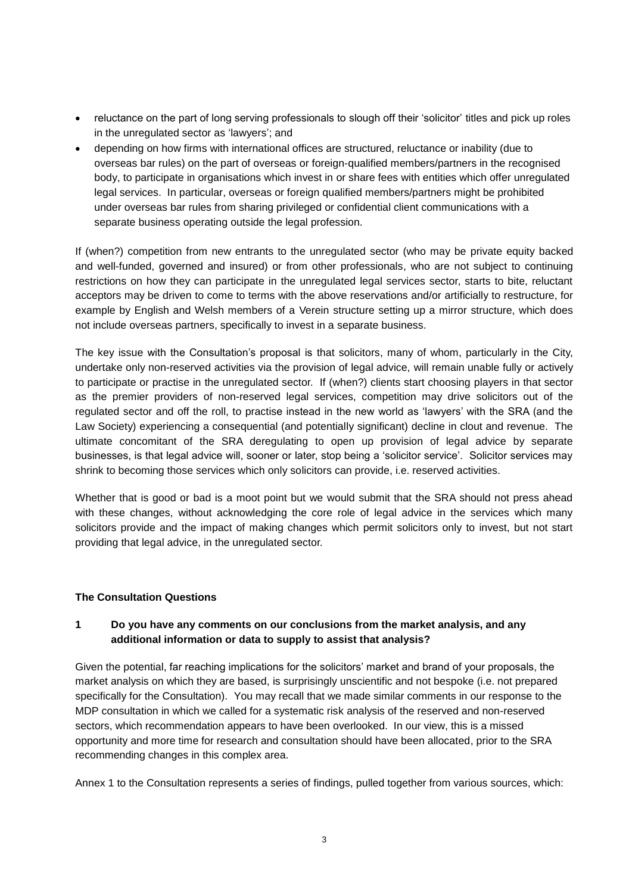- reluctance on the part of long serving professionals to slough off their 'solicitor' titles and pick up roles in the unregulated sector as 'lawyers'; and
- depending on how firms with international offices are structured, reluctance or inability (due to overseas bar rules) on the part of overseas or foreign-qualified members/partners in the recognised body, to participate in organisations which invest in or share fees with entities which offer unregulated legal services. In particular, overseas or foreign qualified members/partners might be prohibited under overseas bar rules from sharing privileged or confidential client communications with a separate business operating outside the legal profession.

If (when?) competition from new entrants to the unregulated sector (who may be private equity backed and well-funded, governed and insured) or from other professionals, who are not subject to continuing restrictions on how they can participate in the unregulated legal services sector, starts to bite, reluctant acceptors may be driven to come to terms with the above reservations and/or artificially to restructure, for example by English and Welsh members of a Verein structure setting up a mirror structure, which does not include overseas partners, specifically to invest in a separate business.

The key issue with the Consultation's proposal is that solicitors, many of whom, particularly in the City, undertake only non-reserved activities via the provision of legal advice, will remain unable fully or actively to participate or practise in the unregulated sector. If (when?) clients start choosing players in that sector as the premier providers of non-reserved legal services, competition may drive solicitors out of the regulated sector and off the roll, to practise instead in the new world as 'lawyers' with the SRA (and the Law Society) experiencing a consequential (and potentially significant) decline in clout and revenue. The ultimate concomitant of the SRA deregulating to open up provision of legal advice by separate businesses, is that legal advice will, sooner or later, stop being a 'solicitor service'. Solicitor services may shrink to becoming those services which only solicitors can provide, i.e. reserved activities.

Whether that is good or bad is a moot point but we would submit that the SRA should not press ahead with these changes, without acknowledging the core role of legal advice in the services which many solicitors provide and the impact of making changes which permit solicitors only to invest, but not start providing that legal advice, in the unregulated sector.

**The Consultation Questions**

**1 Do you have any comments on our conclusions from the market analysis, and any additional information or data to supply to assist that analysis?**

Given the potential, far reaching implications for the solicitors' market and brand of your proposals, the market analysis on which they are based, is surprisingly unscientific and not bespoke (i.e. not prepared specifically for the Consultation). You may recall that we made similar comments in our response to the MDP consultation in which we called for a systematic risk analysis of the reserved and non-reserved sectors, which recommendation appears to have been overlooked. In our view, this is a missed opportunity and more time for research and consultation should have been allocated, prior to the SRA recommending changes in this complex area.

Annex 1 to the Consultation represents a series of findings, pulled together from various sources, which: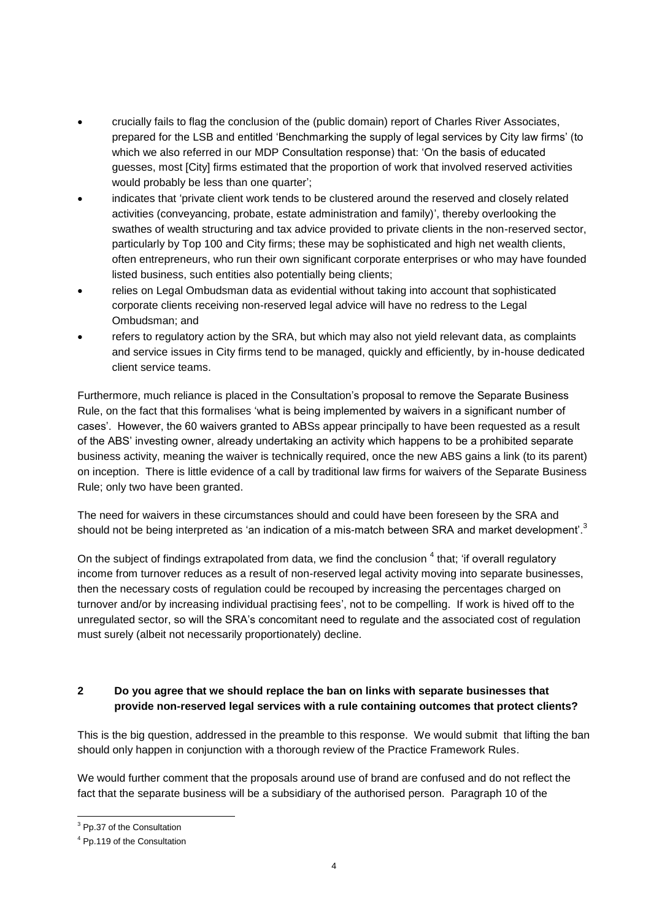- crucially fails to flag the conclusion of the (public domain) report of Charles River Associates, prepared for the LSB and entitled 'Benchmarking the supply of legal services by City law firms' (to which we also referred in our MDP Consultation response) that: 'On the basis of educated guesses, most [City] firms estimated that the proportion of work that involved reserved activities would probably be less than one quarter';
- indicates that 'private client work tends to be clustered around the reserved and closely related activities (conveyancing, probate, estate administration and family)', thereby overlooking the swathes of wealth structuring and tax advice provided to private clients in the non-reserved sector, particularly by Top 100 and City firms; these may be sophisticated and high net wealth clients, often entrepreneurs, who run their own significant corporate enterprises or who may have founded listed business, such entities also potentially being clients;
- relies on Legal Ombudsman data as evidential without taking into account that sophisticated corporate clients receiving non-reserved legal advice will have no redress to the Legal Ombudsman; and
- refers to regulatory action by the SRA, but which may also not yield relevant data, as complaints and service issues in City firms tend to be managed, quickly and efficiently, by in-house dedicated client service teams.

Furthermore, much reliance is placed in the Consultation's proposal to remove the Separate Business Rule, on the fact that this formalises 'what is being implemented by waivers in a significant number of cases'. However, the 60 waivers granted to ABSs appear principally to have been requested as a result of the ABS' investing owner, already undertaking an activity which happens to be a prohibited separate business activity, meaning the waiver is technically required, once the new ABS gains a link (to its parent) on inception. There is little evidence of a call by traditional law firms for waivers of the Separate Business Rule; only two have been granted.

The need for waivers in these circumstances should and could have been foreseen by the SRA and should not be being interpreted as 'an indication of a mis-match between SRA and market development'.[3]

On the subject of findings extrapolated from data, we find the conclusion [4] that; 'if overall regulatory income from turnover reduces as a result of non-reserved legal activity moving into separate businesses, then the necessary costs of regulation could be recouped by increasing the percentages charged on turnover and/or by increasing individual practising fees', not to be compelling. If work is hived off to the unregulated sector, so will the SRA's concomitant need to regulate and the associated cost of regulation must surely (albeit not necessarily proportionately) decline.

## 2 Do you agree that we should replace the ban on links with separate businesses that provide non-reserved legal services with a rule containing outcomes that protect clients?

This is the big question, addressed in the preamble to this response. We would submit that lifting the ban should only happen in conjunction with a thorough review of the Practice Framework Rules.

We would further comment that the proposals around use of brand are confused and do not reflect the fact that the separate business will be a subsidiary of the authorised person. Paragraph 10 of the

---

[3] Pp.37 of the Consultation

[4] Pp.119 of the Consultation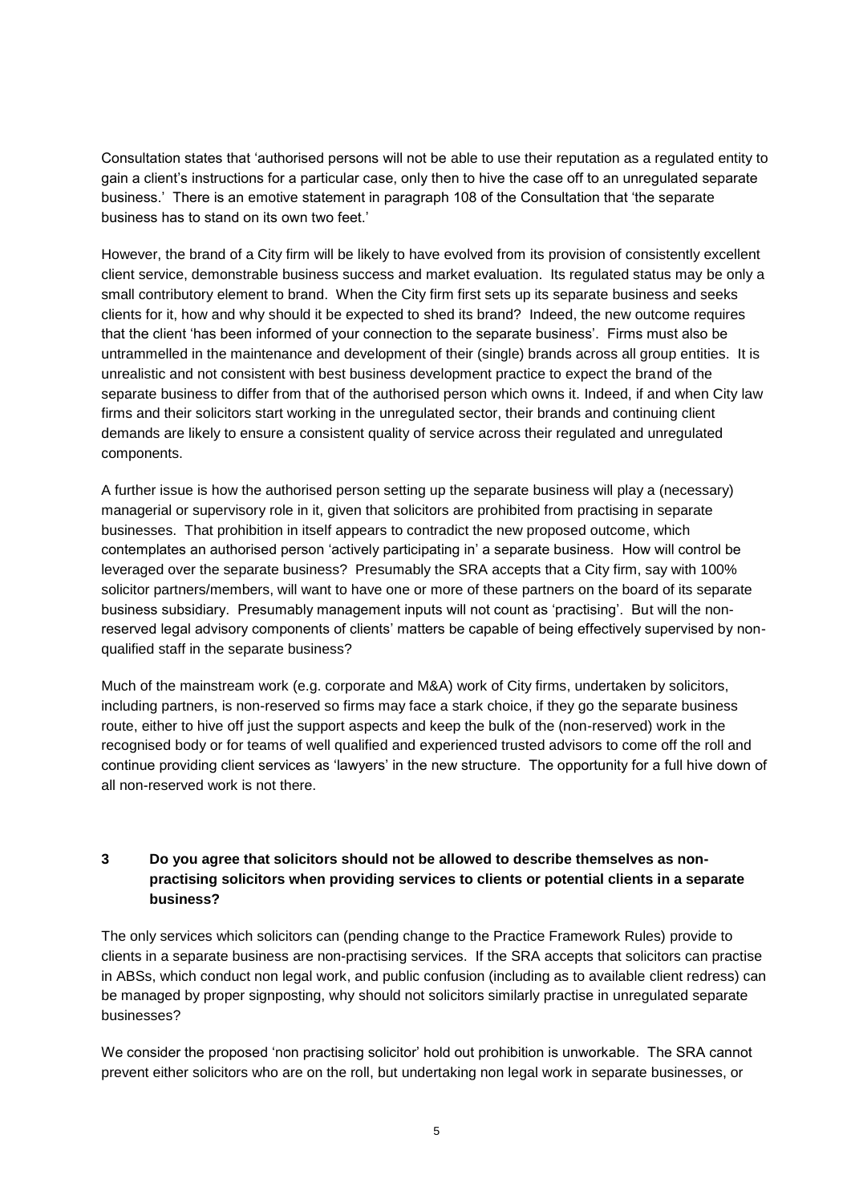Consultation states that 'authorised persons will not be able to use their reputation as a regulated entity to gain a client's instructions for a particular case, only then to hive the case off to an unregulated separate business.' There is an emotive statement in paragraph 108 of the Consultation that 'the separate business has to stand on its own two feet.'

However, the brand of a City firm will be likely to have evolved from its provision of consistently excellent client service, demonstrable business success and market evaluation. Its regulated status may be only a small contributory element to brand. When the City firm first sets up its separate business and seeks clients for it, how and why should it be expected to shed its brand? Indeed, the new outcome requires that the client 'has been informed of your connection to the separate business'. Firms must also be untrammelled in the maintenance and development of their (single) brands across all group entities. It is unrealistic and not consistent with best business development practice to expect the brand of the separate business to differ from that of the authorised person which owns it. Indeed, if and when City law firms and their solicitors start working in the unregulated sector, their brands and continuing client demands are likely to ensure a consistent quality of service across their regulated and unregulated components.

A further issue is how the authorised person setting up the separate business will play a (necessary) managerial or supervisory role in it, given that solicitors are prohibited from practising in separate businesses. That prohibition in itself appears to contradict the new proposed outcome, which contemplates an authorised person 'actively participating in' a separate business. How will control be leveraged over the separate business? Presumably the SRA accepts that a City firm, say with 100% solicitor partners/members, will want to have one or more of these partners on the board of its separate business subsidiary. Presumably management inputs will not count as 'practising'. But will the non-reserved legal advisory components of clients' matters be capable of being effectively supervised by non-qualified staff in the separate business?

Much of the mainstream work (e.g. corporate and M&A) work of City firms, undertaken by solicitors, including partners, is non-reserved so firms may face a stark choice, if they go the separate business route, either to hive off just the support aspects and keep the bulk of the (non-reserved) work in the recognised body or for teams of well qualified and experienced trusted advisors to come off the roll and continue providing client services as 'lawyers' in the new structure. The opportunity for a full hive down of all non-reserved work is not there.

## 3 Do you agree that solicitors should not be allowed to describe themselves as non-practising solicitors when providing services to clients or potential clients in a separate business?

The only services which solicitors can (pending change to the Practice Framework Rules) provide to clients in a separate business are non-practising services. If the SRA accepts that solicitors can practise in ABSs, which conduct non legal work, and public confusion (including as to available client redress) can be managed by proper signposting, why should not solicitors similarly practise in unregulated separate businesses?

We consider the proposed 'non practising solicitor' hold out prohibition is unworkable. The SRA cannot prevent either solicitors who are on the roll, but undertaking non legal work in separate businesses, or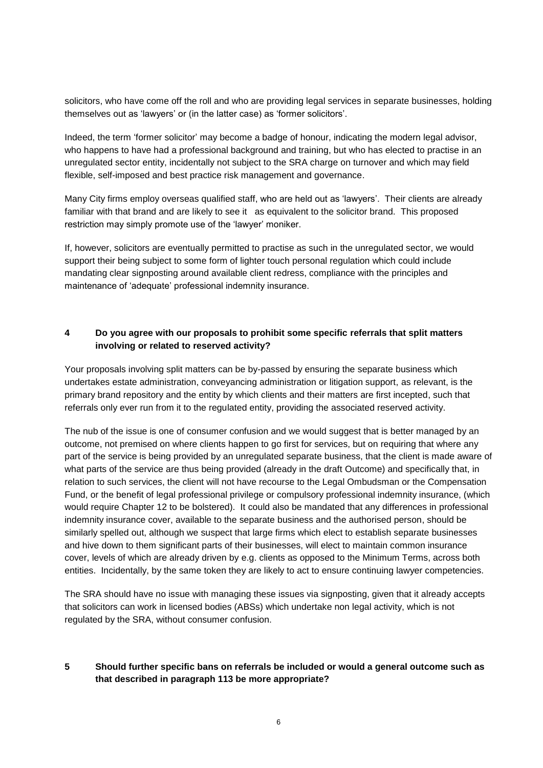solicitors, who have come off the roll and who are providing legal services in separate businesses, holding themselves out as 'lawyers' or (in the latter case) as 'former solicitors'.

Indeed, the term 'former solicitor' may become a badge of honour, indicating the modern legal advisor, who happens to have had a professional background and training, but who has elected to practise in an unregulated sector entity, incidentally not subject to the SRA charge on turnover and which may field flexible, self-imposed and best practice risk management and governance.

Many City firms employ overseas qualified staff, who are held out as 'lawyers'. Their clients are already familiar with that brand and are likely to see it as equivalent to the solicitor brand. This proposed restriction may simply promote use of the 'lawyer' moniker.

If, however, solicitors are eventually permitted to practise as such in the unregulated sector, we would support their being subject to some form of lighter touch personal regulation which could include mandating clear signposting around available client redress, compliance with the principles and maintenance of 'adequate' professional indemnity insurance.

**4 Do you agree with our proposals to prohibit some specific referrals that split matters involving or related to reserved activity?**

Your proposals involving split matters can be by-passed by ensuring the separate business which undertakes estate administration, conveyancing administration or litigation support, as relevant, is the primary brand repository and the entity by which clients and their matters are first incepted, such that referrals only ever run from it to the regulated entity, providing the associated reserved activity.

The nub of the issue is one of consumer confusion and we would suggest that is better managed by an outcome, not premised on where clients happen to go first for services, but on requiring that where any part of the service is being provided by an unregulated separate business, that the client is made aware of what parts of the service are thus being provided (already in the draft Outcome) and specifically that, in relation to such services, the client will not have recourse to the Legal Ombudsman or the Compensation Fund, or the benefit of legal professional privilege or compulsory professional indemnity insurance, (which would require Chapter 12 to be bolstered). It could also be mandated that any differences in professional indemnity insurance cover, available to the separate business and the authorised person, should be similarly spelled out, although we suspect that large firms which elect to establish separate businesses and hive down to them significant parts of their businesses, will elect to maintain common insurance cover, levels of which are already driven by e.g. clients as opposed to the Minimum Terms, across both entities. Incidentally, by the same token they are likely to act to ensure continuing lawyer competencies.

The SRA should have no issue with managing these issues via signposting, given that it already accepts that solicitors can work in licensed bodies (ABSs) which undertake non legal activity, which is not regulated by the SRA, without consumer confusion.

**5 Should further specific bans on referrals be included or would a general outcome such as that described in paragraph 113 be more appropriate?**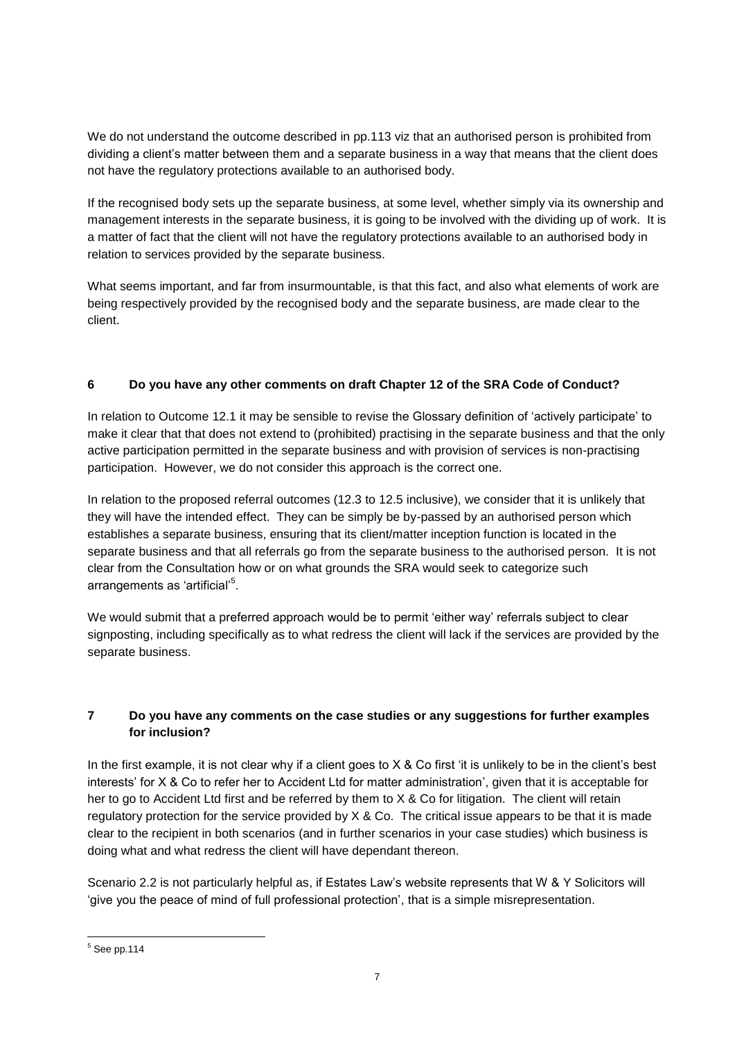We do not understand the outcome described in pp.113 viz that an authorised person is prohibited from dividing a client's matter between them and a separate business in a way that means that the client does not have the regulatory protections available to an authorised body.

If the recognised body sets up the separate business, at some level, whether simply via its ownership and management interests in the separate business, it is going to be involved with the dividing up of work. It is a matter of fact that the client will not have the regulatory protections available to an authorised body in relation to services provided by the separate business.

What seems important, and far from insurmountable, is that this fact, and also what elements of work are being respectively provided by the recognised body and the separate business, are made clear to the client.

## 6 Do you have any other comments on draft Chapter 12 of the SRA Code of Conduct?

In relation to Outcome 12.1 it may be sensible to revise the Glossary definition of 'actively participate' to make it clear that that does not extend to (prohibited) practising in the separate business and that the only active participation permitted in the separate business and with provision of services is non-practising participation. However, we do not consider this approach is the correct one.

In relation to the proposed referral outcomes (12.3 to 12.5 inclusive), we consider that it is unlikely that they will have the intended effect. They can be simply be by-passed by an authorised person which establishes a separate business, ensuring that its client/matter inception function is located in the separate business and that all referrals go from the separate business to the authorised person. It is not clear from the Consultation how or on what grounds the SRA would seek to categorize such arrangements as 'artificial'[5].

We would submit that a preferred approach would be to permit 'either way' referrals subject to clear signposting, including specifically as to what redress the client will lack if the services are provided by the separate business.

## 7 Do you have any comments on the case studies or any suggestions for further examples for inclusion?

In the first example, it is not clear why if a client goes to X & Co first 'it is unlikely to be in the client's best interests' for X & Co to refer her to Accident Ltd for matter administration', given that it is acceptable for her to go to Accident Ltd first and be referred by them to X & Co for litigation. The client will retain regulatory protection for the service provided by X & Co. The critical issue appears to be that it is made clear to the recipient in both scenarios (and in further scenarios in your case studies) which business is doing what and what redress the client will have dependant thereon.

Scenario 2.2 is not particularly helpful as, if Estates Law's website represents that W & Y Solicitors will 'give you the peace of mind of full professional protection', that is a simple misrepresentation.

---

[5] See pp.114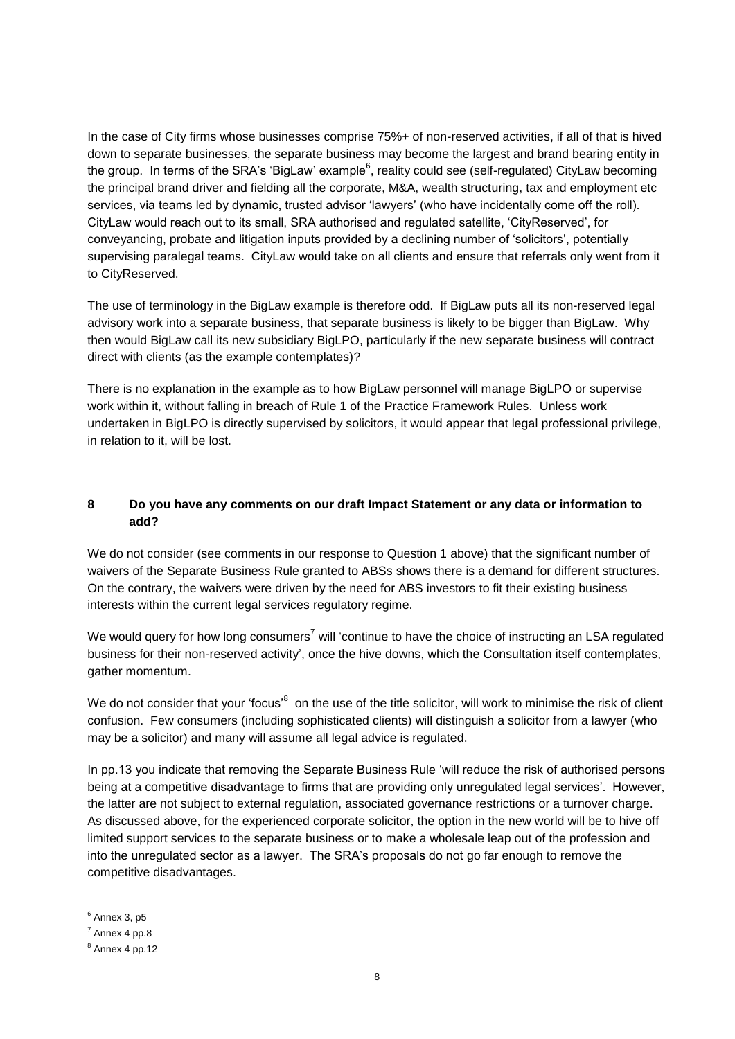In the case of City firms whose businesses comprise 75%+ of non-reserved activities, if all of that is hived down to separate businesses, the separate business may become the largest and brand bearing entity in the group. In terms of the SRA's 'BigLaw' example[6], reality could see (self-regulated) CityLaw becoming the principal brand driver and fielding all the corporate, M&A, wealth structuring, tax and employment etc services, via teams led by dynamic, trusted advisor 'lawyers' (who have incidentally come off the roll). CityLaw would reach out to its small, SRA authorised and regulated satellite, 'CityReserved', for conveyancing, probate and litigation inputs provided by a declining number of 'solicitors', potentially supervising paralegal teams. CityLaw would take on all clients and ensure that referrals only went from it to CityReserved.

The use of terminology in the BigLaw example is therefore odd. If BigLaw puts all its non-reserved legal advisory work into a separate business, that separate business is likely to be bigger than BigLaw. Why then would BigLaw call its new subsidiary BigLPO, particularly if the new separate business will contract direct with clients (as the example contemplates)?

There is no explanation in the example as to how BigLaw personnel will manage BigLPO or supervise work within it, without falling in breach of Rule 1 of the Practice Framework Rules. Unless work undertaken in BigLPO is directly supervised by solicitors, it would appear that legal professional privilege, in relation to it, will be lost.

## 8 Do you have any comments on our draft Impact Statement or any data or information to add?

We do not consider (see comments in our response to Question 1 above) that the significant number of waivers of the Separate Business Rule granted to ABSs shows there is a demand for different structures. On the contrary, the waivers were driven by the need for ABS investors to fit their existing business interests within the current legal services regulatory regime.

We would query for how long consumers[7] will 'continue to have the choice of instructing an LSA regulated business for their non-reserved activity', once the hive downs, which the Consultation itself contemplates, gather momentum.

We do not consider that your 'focus'[8] on the use of the title solicitor, will work to minimise the risk of client confusion. Few consumers (including sophisticated clients) will distinguish a solicitor from a lawyer (who may be a solicitor) and many will assume all legal advice is regulated.

In pp.13 you indicate that removing the Separate Business Rule 'will reduce the risk of authorised persons being at a competitive disadvantage to firms that are providing only unregulated legal services'. However, the latter are not subject to external regulation, associated governance restrictions or a turnover charge. As discussed above, for the experienced corporate solicitor, the option in the new world will be to hive off limited support services to the separate business or to make a wholesale leap out of the profession and into the unregulated sector as a lawyer. The SRA's proposals do not go far enough to remove the competitive disadvantages.

---

[6] Annex 3, p5

[7] Annex 4 pp.8

[8] Annex 4 pp.12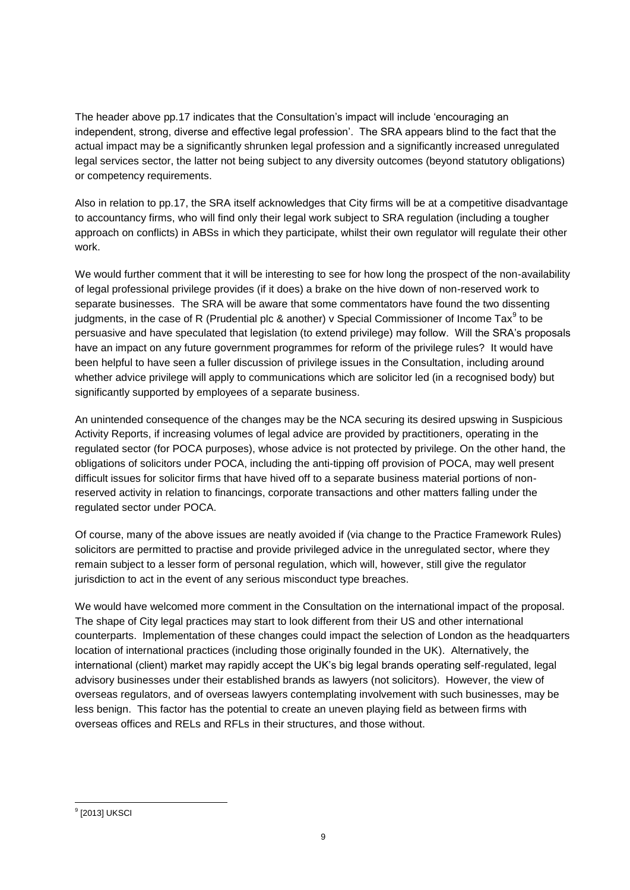The header above pp.17 indicates that the Consultation's impact will include 'encouraging an independent, strong, diverse and effective legal profession'. The SRA appears blind to the fact that the actual impact may be a significantly shrunken legal profession and a significantly increased unregulated legal services sector, the latter not being subject to any diversity outcomes (beyond statutory obligations) or competency requirements.

Also in relation to pp.17, the SRA itself acknowledges that City firms will be at a competitive disadvantage to accountancy firms, who will find only their legal work subject to SRA regulation (including a tougher approach on conflicts) in ABSs in which they participate, whilst their own regulator will regulate their other work.

We would further comment that it will be interesting to see for how long the prospect of the non-availability of legal professional privilege provides (if it does) a brake on the hive down of non-reserved work to separate businesses. The SRA will be aware that some commentators have found the two dissenting judgments, in the case of R (Prudential plc & another) v Special Commissioner of Income Tax[9] to be persuasive and have speculated that legislation (to extend privilege) may follow. Will the SRA's proposals have an impact on any future government programmes for reform of the privilege rules? It would have been helpful to have seen a fuller discussion of privilege issues in the Consultation, including around whether advice privilege will apply to communications which are solicitor led (in a recognised body) but significantly supported by employees of a separate business.

An unintended consequence of the changes may be the NCA securing its desired upswing in Suspicious Activity Reports, if increasing volumes of legal advice are provided by practitioners, operating in the regulated sector (for POCA purposes), whose advice is not protected by privilege. On the other hand, the obligations of solicitors under POCA, including the anti-tipping off provision of POCA, may well present difficult issues for solicitor firms that have hived off to a separate business material portions of non-reserved activity in relation to financings, corporate transactions and other matters falling under the regulated sector under POCA.

Of course, many of the above issues are neatly avoided if (via change to the Practice Framework Rules) solicitors are permitted to practise and provide privileged advice in the unregulated sector, where they remain subject to a lesser form of personal regulation, which will, however, still give the regulator jurisdiction to act in the event of any serious misconduct type breaches.

We would have welcomed more comment in the Consultation on the international impact of the proposal. The shape of City legal practices may start to look different from their US and other international counterparts. Implementation of these changes could impact the selection of London as the headquarters location of international practices (including those originally founded in the UK). Alternatively, the international (client) market may rapidly accept the UK's big legal brands operating self-regulated, legal advisory businesses under their established brands as lawyers (not solicitors). However, the view of overseas regulators, and of overseas lawyers contemplating involvement with such businesses, may be less benign. This factor has the potential to create an uneven playing field as between firms with overseas offices and RELs and RFLs in their structures, and those without.

---

[9] [2013] UKSCI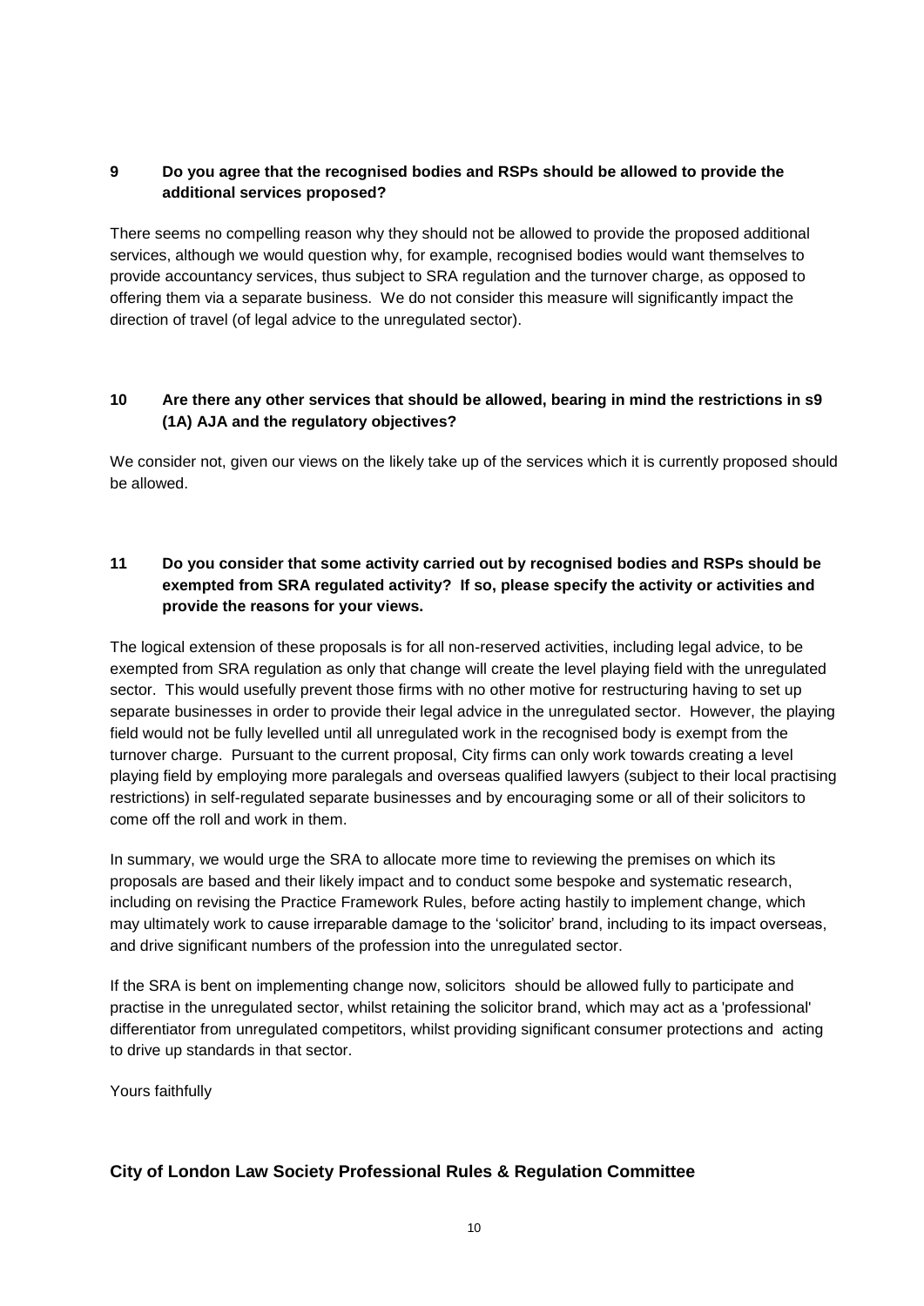**9 Do you agree that the recognised bodies and RSPs should be allowed to provide the additional services proposed?**

There seems no compelling reason why they should not be allowed to provide the proposed additional services, although we would question why, for example, recognised bodies would want themselves to provide accountancy services, thus subject to SRA regulation and the turnover charge, as opposed to offering them via a separate business. We do not consider this measure will significantly impact the direction of travel (of legal advice to the unregulated sector).

**10 Are there any other services that should be allowed, bearing in mind the restrictions in s9 (1A) AJA and the regulatory objectives?**

We consider not, given our views on the likely take up of the services which it is currently proposed should be allowed.

**11 Do you consider that some activity carried out by recognised bodies and RSPs should be exempted from SRA regulated activity? If so, please specify the activity or activities and provide the reasons for your views.**

The logical extension of these proposals is for all non-reserved activities, including legal advice, to be exempted from SRA regulation as only that change will create the level playing field with the unregulated sector. This would usefully prevent those firms with no other motive for restructuring having to set up separate businesses in order to provide their legal advice in the unregulated sector. However, the playing field would not be fully levelled until all unregulated work in the recognised body is exempt from the turnover charge. Pursuant to the current proposal, City firms can only work towards creating a level playing field by employing more paralegals and overseas qualified lawyers (subject to their local practising restrictions) in self-regulated separate businesses and by encouraging some or all of their solicitors to come off the roll and work in them.

In summary, we would urge the SRA to allocate more time to reviewing the premises on which its proposals are based and their likely impact and to conduct some bespoke and systematic research, including on revising the Practice Framework Rules, before acting hastily to implement change, which may ultimately work to cause irreparable damage to the 'solicitor' brand, including to its impact overseas, and drive significant numbers of the profession into the unregulated sector.

If the SRA is bent on implementing change now, solicitors should be allowed fully to participate and practise in the unregulated sector, whilst retaining the solicitor brand, which may act as a 'professional' differentiator from unregulated competitors, whilst providing significant consumer protections and acting to drive up standards in that sector.

Yours faithfully

**City of London Law Society Professional Rules & Regulation Committee**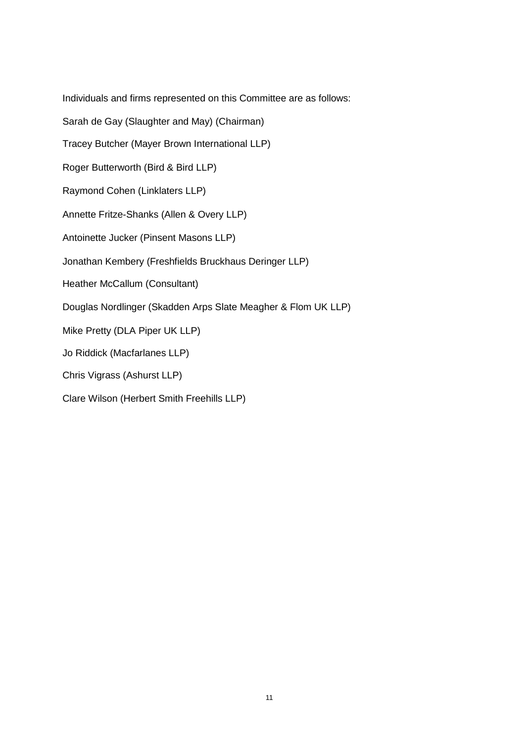Individuals and firms represented on this Committee are as follows:

Sarah de Gay (Slaughter and May) (Chairman)

Tracey Butcher (Mayer Brown International LLP)

Roger Butterworth (Bird & Bird LLP)

Raymond Cohen (Linklaters LLP)

Annette Fritze-Shanks (Allen & Overy LLP)

Antoinette Jucker (Pinsent Masons LLP)

Jonathan Kembery (Freshfields Bruckhaus Deringer LLP)

Heather McCallum (Consultant)

Douglas Nordlinger (Skadden Arps Slate Meagher & Flom UK LLP)

Mike Pretty (DLA Piper UK LLP)

Jo Riddick (Macfarlanes LLP)

Chris Vigrass (Ashurst LLP)

Clare Wilson (Herbert Smith Freehills LLP)